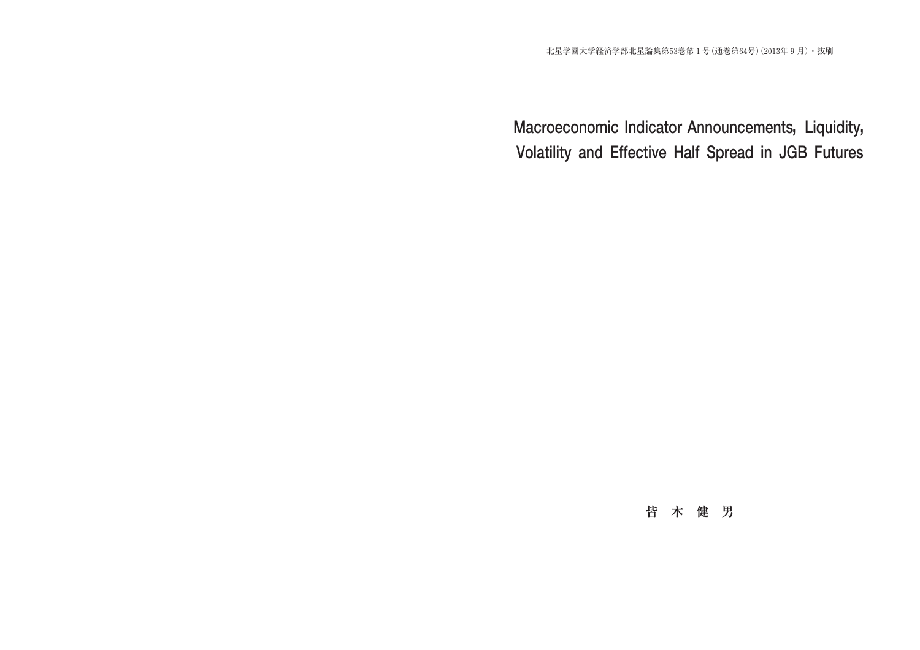北星学園大学経済学部北星論集第53巻第１号(通巻第64号)(2013年９月)・抜刷

# Macroeconomic Indicator Announcements, Liquidity, Volatility and Effective Half Spread in JGB Futures

皆 木 健 男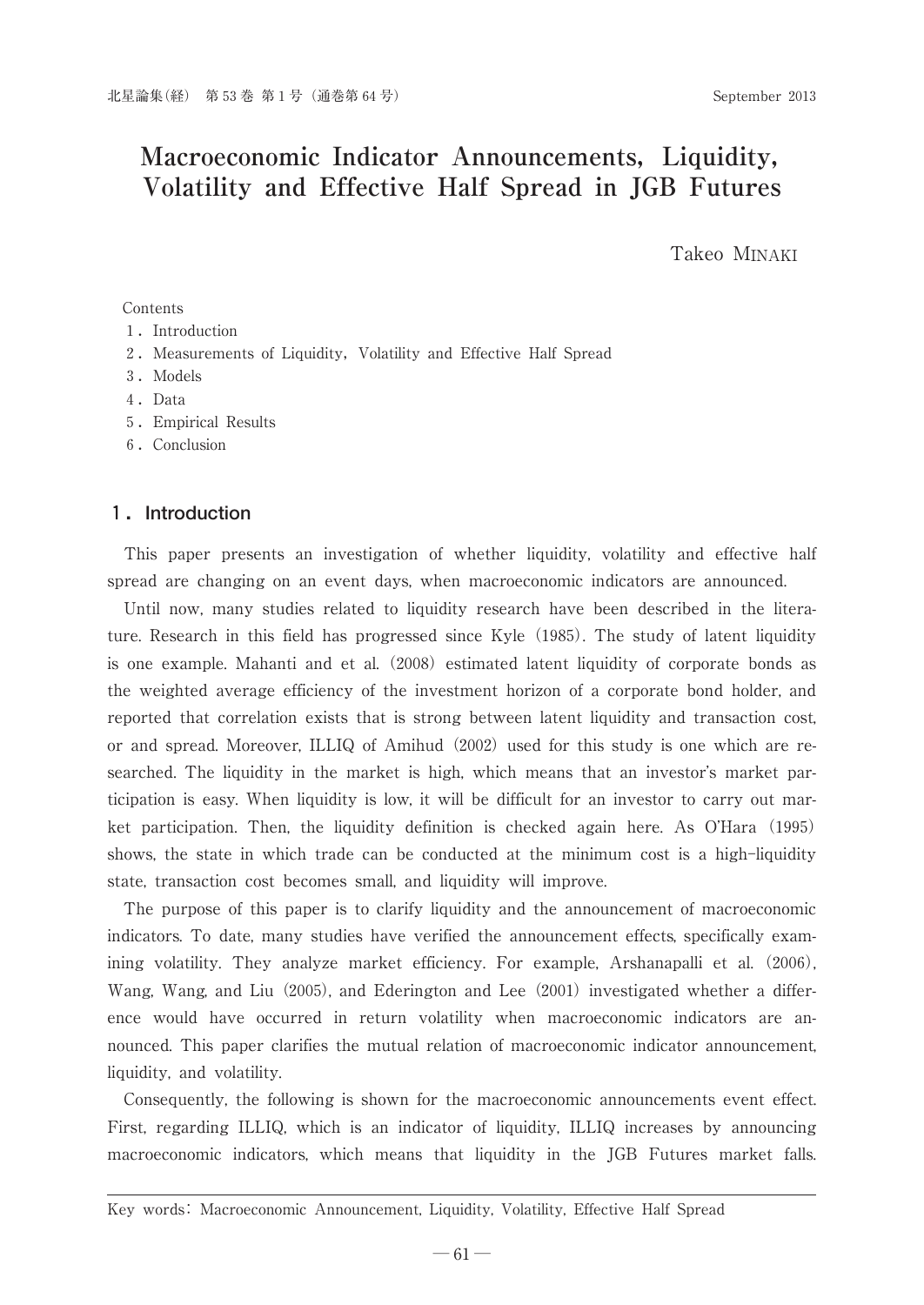# Macroeconomic Indicator Announcements, Liquidity, Volatility and Effective Half Spread in JGB Futures

Takeo MINAKI

Contents

1. Introduction
2. Measurements of Liquidity, Volatility and Effective Half Spread
3. Models
4. Data
5. Empirical Results
6. Conclusion

## 1. Introduction

This paper presents an investigation of whether liquidity, volatility and effective half spread are changing on an event days, when macroeconomic indicators are announced.

Until now, many studies related to liquidity research have been described in the literature. Research in this field has progressed since Kyle (1985). The study of latent liquidity is one example. Mahanti and et al. (2008) estimated latent liquidity of corporate bonds as the weighted average efficiency of the investment horizon of a corporate bond holder, and reported that correlation exists that is strong between latent liquidity and transaction cost, or and spread. Moreover, ILLIQ of Amihud (2002) used for this study is one which are researched. The liquidity in the market is high, which means that an investor's market participation is easy. When liquidity is low, it will be difficult for an investor to carry out market participation. Then, the liquidity definition is checked again here. As O'Hara (1995) shows, the state in which trade can be conducted at the minimum cost is a high-liquidity state, transaction cost becomes small, and liquidity will improve.

The purpose of this paper is to clarify liquidity and the announcement of macroeconomic indicators. To date, many studies have verified the announcement effects, specifically examining volatility. They analyze market efficiency. For example, Arshanapalli et al. (2006), Wang, Wang, and Liu (2005), and Ederington and Lee (2001) investigated whether a difference would have occurred in return volatility when macroeconomic indicators are announced. This paper clarifies the mutual relation of macroeconomic indicator announcement, liquidity, and volatility.

Consequently, the following is shown for the macroeconomic announcements event effect. First, regarding ILLIQ, which is an indicator of liquidity, ILLIQ increases by announcing macroeconomic indicators, which means that liquidity in the JGB Futures market falls.

Key words: Macroeconomic Announcement, Liquidity, Volatility, Effective Half Spread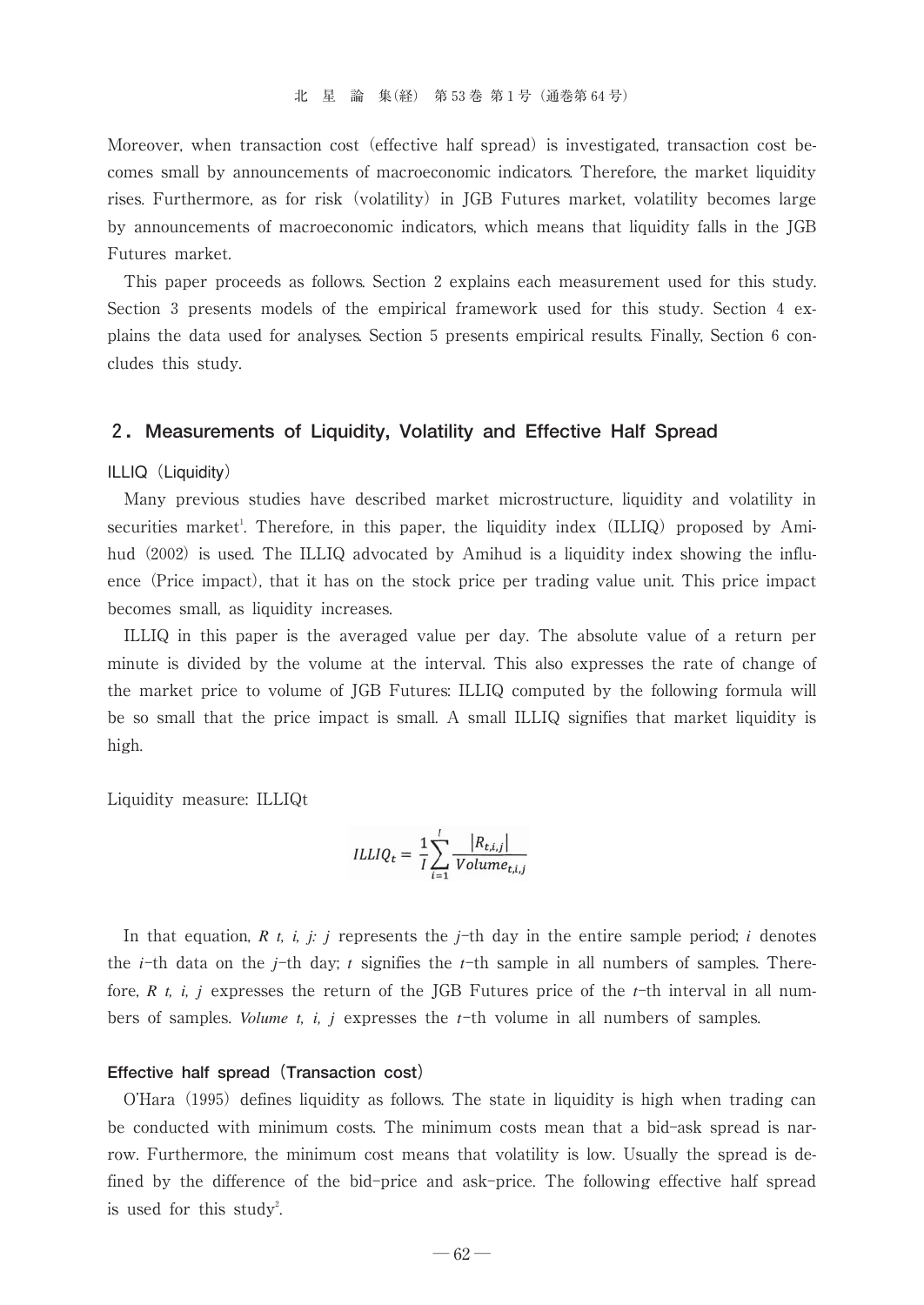Moreover, when transaction cost (effective half spread) is investigated, transaction cost becomes small by announcements of macroeconomic indicators. Therefore, the market liquidity rises. Furthermore, as for risk (volatility) in JGB Futures market, volatility becomes large by announcements of macroeconomic indicators, which means that liquidity falls in the JGB Futures market.

This paper proceeds as follows. Section 2 explains each measurement used for this study. Section 3 presents models of the empirical framework used for this study. Section 4 explains the data used for analyses. Section 5 presents empirical results. Finally, Section 6 concludes this study.

## 2. Measurements of Liquidity, Volatility and Effective Half Spread

### ILLIQ (Liquidity)

Many previous studies have described market microstructure, liquidity and volatility in securities market[1]. Therefore, in this paper, the liquidity index (ILLIQ) proposed by Amihud (2002) is used. The ILLIQ advocated by Amihud is a liquidity index showing the influence (Price impact), that it has on the stock price per trading value unit. This price impact becomes small, as liquidity increases.

ILLIQ in this paper is the averaged value per day. The absolute value of a return per minute is divided by the volume at the interval. This also expresses the rate of change of the market price to volume of JGB Futures: ILLIQ computed by the following formula will be so small that the price impact is small. A small ILLIQ signifies that market liquidity is high.

Liquidity measure: ILLIQt

$$ILLIQ_t = \frac{1}{I}\sum_{i=1}^{I}\frac{|R_{t,i,j}|}{Volume_{t,i,j}}$$

In that equation, $R_{t,i,j}$: $j$ represents the $j$-th day in the entire sample period; $i$ denotes the $i$-th data on the $j$-th day; $t$ signifies the $t$-th sample in all numbers of samples. Therefore, $R_{t,i,j}$ expresses the return of the JGB Futures price of the $t$-th interval in all numbers of samples. $Volume_{t,i,j}$ expresses the $t$-th volume in all numbers of samples.

### Effective half spread (Transaction cost)

O'Hara (1995) defines liquidity as follows. The state in liquidity is high when trading can be conducted with minimum costs. The minimum costs mean that a bid-ask spread is narrow. Furthermore, the minimum cost means that volatility is low. Usually the spread is defined by the difference of the bid-price and ask-price. The following effective half spread is used for this study[2].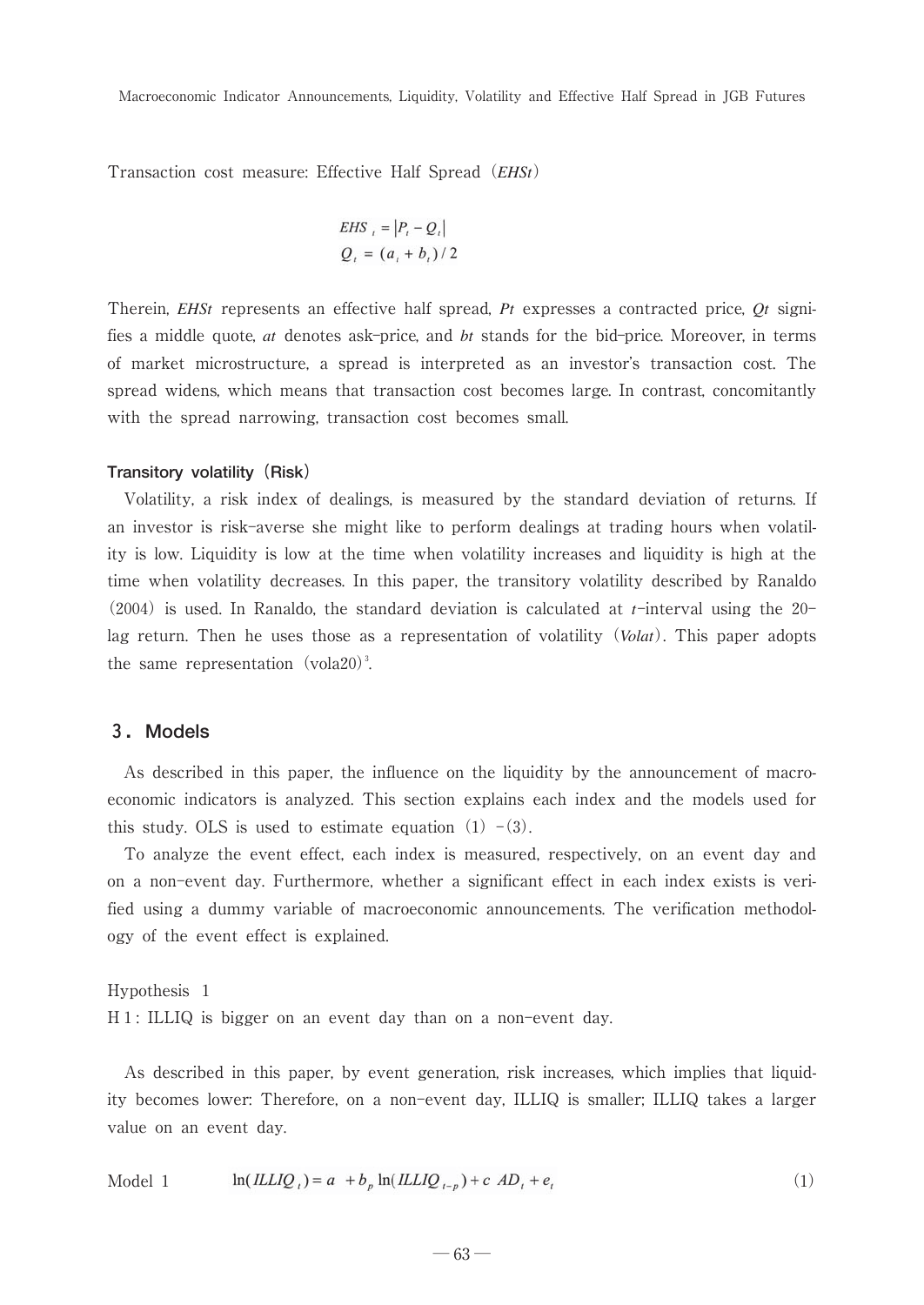Transaction cost measure: Effective Half Spread ($EHSt$)

$$EHS_t = |P_t - Q_t|$$
$$Q_t = (a_t + b_t)/2$$

Therein, $EHSt$ represents an effective half spread, $Pt$ expresses a contracted price, $Qt$ signifies a middle quote, $at$ denotes ask-price, and $bt$ stands for the bid-price. Moreover, in terms of market microstructure, a spread is interpreted as an investor's transaction cost. The spread widens, which means that transaction cost becomes large. In contrast, concomitantly with the spread narrowing, transaction cost becomes small.

### Transitory volatility (Risk)

Volatility, a risk index of dealings, is measured by the standard deviation of returns. If an investor is risk-averse she might like to perform dealings at trading hours when volatility is low. Liquidity is low at the time when volatility increases and liquidity is high at the time when volatility decreases. In this paper, the transitory volatility described by Ranaldo (2004) is used. In Ranaldo, the standard deviation is calculated at $t$-interval using the 20-lag return. Then he uses those as a representation of volatility (*Volat*). This paper adopts the same representation (vola20)[3].

## 3. Models

As described in this paper, the influence on the liquidity by the announcement of macroeconomic indicators is analyzed. This section explains each index and the models used for this study. OLS is used to estimate equation (1) -(3).

To analyze the event effect, each index is measured, respectively, on an event day and on a non-event day. Furthermore, whether a significant effect in each index exists is verified using a dummy variable of macroeconomic announcements. The verification methodology of the event effect is explained.

Hypothesis 1

H 1 : ILLIQ is bigger on an event day than on a non-event day.

As described in this paper, by event generation, risk increases, which implies that liquidity becomes lower: Therefore, on a non-event day, ILLIQ is smaller; ILLIQ takes a larger value on an event day.

Model 1
$$\ln(ILLIQ_t) = a + b_p \ln(ILLIQ_{t-p}) + c\ AD_t + e_t \tag{1}$$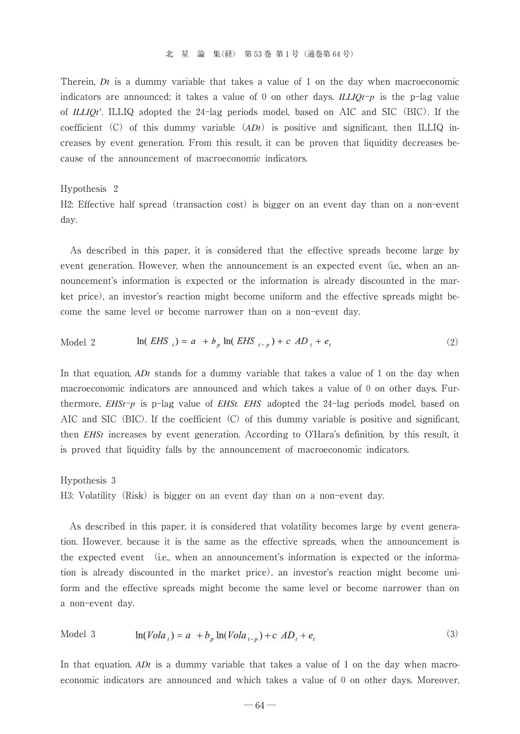Therein, ***Dt*** is a dummy variable that takes a value of 1 on the day when macroeconomic indicators are announced; it takes a value of 0 on other days. ***ILLIQt−p*** is the p-lag value of ***ILLIQt***[4]. ILLIQ adopted the 24-lag periods model, based on AIC and SIC (BIC). If the coefficient (C) of this dummy variable (***ADt***) is positive and significant, then ILLIQ increases by event generation. From this result, it can be proven that liquidity decreases because of the announcement of macroeconomic indicators.

Hypothesis 2

H2: Effective half spread (transaction cost) is bigger on an event day than on a non-event day.

As described in this paper, it is considered that the effective spreads become large by event generation. However, when the announcement is an expected event (i.e., when an announcement's information is expected or the information is already discounted in the market price), an investor's reaction might become uniform and the effective spreads might become the same level or become narrower than on a non-event day.

Model 2

$$\ln(EHS_t) = a + b_p \ln(EHS_{t-p}) + c\ AD_t + e_t \tag{2}$$

In that equation, ***ADt*** stands for a dummy variable that takes a value of 1 on the day when macroeconomic indicators are announced and which takes a value of 0 on other days. Furthermore, ***EHSt−p*** is p-lag value of ***EHSt***. ***EHS*** adopted the 24-lag periods model, based on AIC and SIC (BIC). If the coefficient (C) of this dummy variable is positive and significant, then ***EHSt*** increases by event generation. According to O'Hara's definition, by this result, it is proved that liquidity falls by the announcement of macroeconomic indicators.

Hypothesis 3

H3: Volatility (Risk) is bigger on an event day than on a non-event day.

As described in this paper, it is considered that volatility becomes large by event generation. However, because it is the same as the effective spreads, when the announcement is the expected event (i.e., when an announcement's information is expected or the information is already discounted in the market price), an investor's reaction might become uniform and the effective spreads might become the same level or become narrower than on a non-event day.

Model 3

$$\ln(Vola_t) = a + b_p \ln(Vola_{t-p}) + c\ AD_t + e_t \tag{3}$$

In that equation, ***ADt*** is a dummy variable that takes a value of 1 on the day when macroeconomic indicators are announced and which takes a value of 0 on other days. Moreover,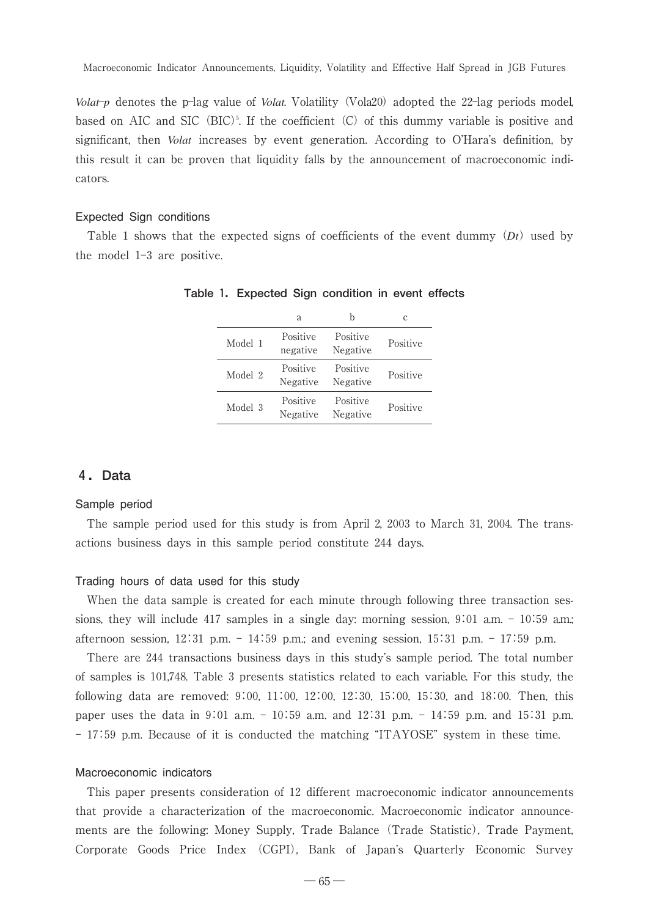*Volat-p* denotes the p-lag value of *Volat*. Volatility (Vola20) adopted the 22-lag periods model, based on AIC and SIC (BIC)[5]. If the coefficient (C) of this dummy variable is positive and significant, then *Volat* increases by event generation. According to O'Hara's definition, by this result it can be proven that liquidity falls by the announcement of macroeconomic indicators.

### Expected Sign conditions

Table 1 shows that the expected signs of coefficients of the event dummy ($Dt$) used by the model 1-3 are positive.

**Table 1. Expected Sign condition in event effects**

| | a | b | c |
|---|---|---|---|
| Model 1 | Positive negative | Positive Negative | Positive |
| Model 2 | Positive Negative | Positive Negative | Positive |
| Model 3 | Positive Negative | Positive Negative | Positive |

## 4. Data

### Sample period

The sample period used for this study is from April 2, 2003 to March 31, 2004. The transactions business days in this sample period constitute 244 days.

### Trading hours of data used for this study

When the data sample is created for each minute through following three transaction sessions, they will include 417 samples in a single day: morning session, 9:01 a.m. - 10:59 a.m.; afternoon session, 12:31 p.m. - 14:59 p.m.; and evening session, 15:31 p.m. - 17:59 p.m.

There are 244 transactions business days in this study's sample period. The total number of samples is 101,748. Table 3 presents statistics related to each variable. For this study, the following data are removed: 9:00, 11:00, 12:00, 12:30, 15:00, 15:30, and 18:00. Then, this paper uses the data in 9:01 a.m. - 10:59 a.m. and 12:31 p.m. - 14:59 p.m. and 15:31 p.m. - 17:59 p.m. Because of it is conducted the matching "ITAYOSE" system in these time.

### Macroeconomic indicators

This paper presents consideration of 12 different macroeconomic indicator announcements that provide a characterization of the macroeconomic. Macroeconomic indicator announcements are the following: Money Supply, Trade Balance (Trade Statistic), Trade Payment, Corporate Goods Price Index (CGPI), Bank of Japan's Quarterly Economic Survey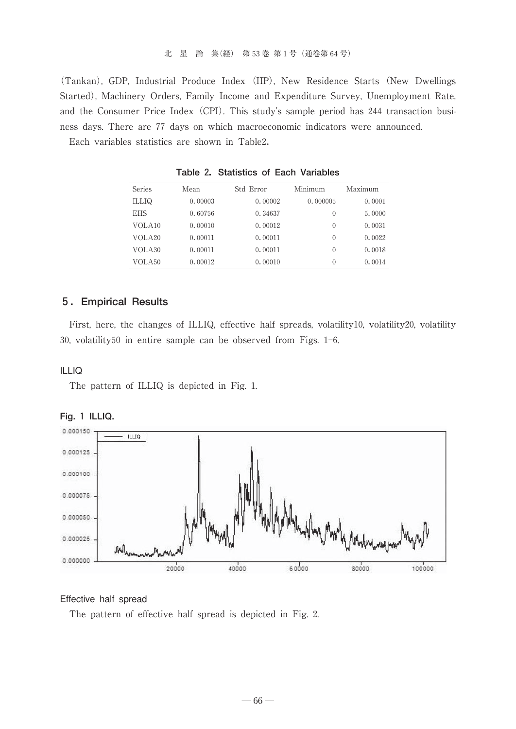(Tankan), GDP, Industrial Produce Index (IIP), New Residence Starts (New Dwellings Started), Machinery Orders, Family Income and Expenditure Survey, Unemployment Rate, and the Consumer Price Index (CPI). This study's sample period has 244 transaction business days. There are 77 days on which macroeconomic indicators were announced.

Each variables statistics are shown in Table2.

**Table 2. Statistics of Each Variables**

| Series | Mean | Std Error | Minimum | Maximum |
|---|---|---|---|---|
| ILLIQ | 0.00003 | 0.00002 | 0.000005 | 0.0001 |
| EHS | 0.60756 | 0.34637 | 0 | 5.0000 |
| VOLA10 | 0.00010 | 0.00012 | 0 | 0.0031 |
| VOLA20 | 0.00011 | 0.00011 | 0 | 0.0022 |
| VOLA30 | 0.00011 | 0.00011 | 0 | 0.0018 |
| VOLA50 | 0.00012 | 0.00010 | 0 | 0.0014 |

## 5. Empirical Results

First, here, the changes of ILLIQ, effective half spreads, volatility10, volatility20, volatility 30, volatility50 in entire sample can be observed from Figs. 1-6.

### ILLIQ

The pattern of ILLIQ is depicted in Fig. 1.

**Fig. 1 ILLIQ.**

### Effective half spread

The pattern of effective half spread is depicted in Fig. 2.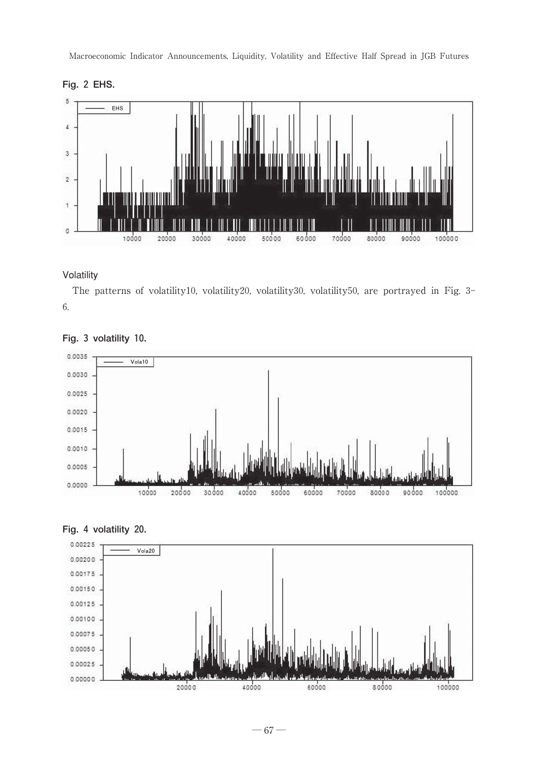**Fig. 2 EHS.**

### Volatility

The patterns of volatility10, volatility20, volatility30, volatility50, are portrayed in Fig. 3-6.

**Fig. 3 volatility 10.**

**Fig. 4 volatility 20.**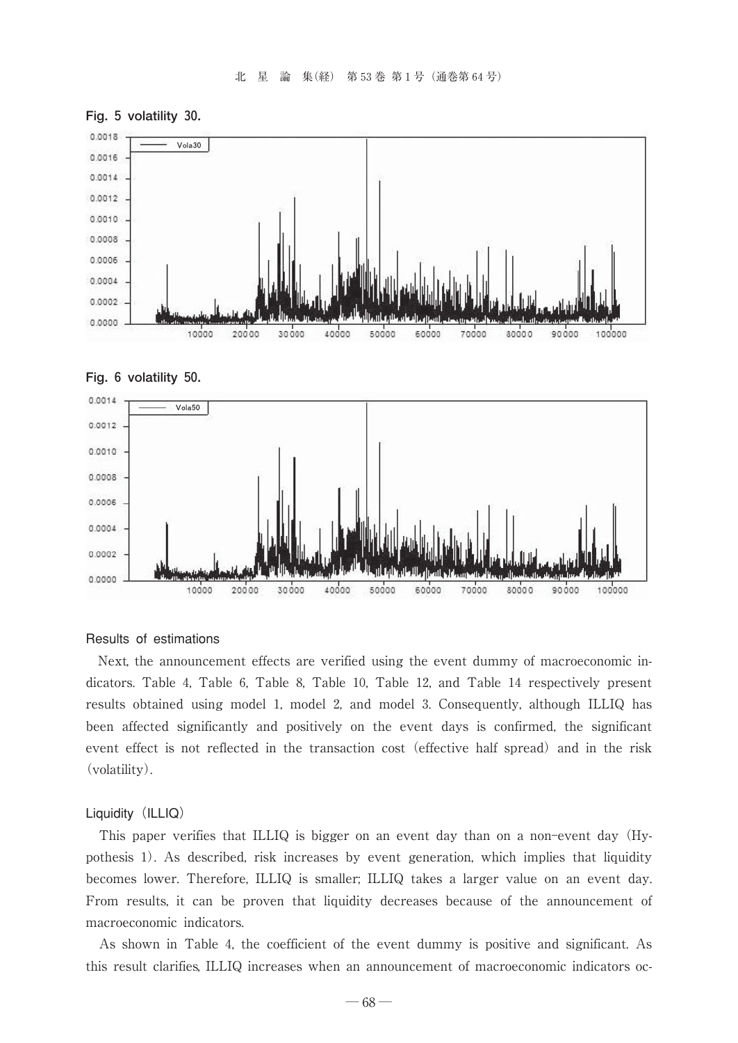**Fig. 5 volatility 30.**

**Fig. 6 volatility 50.**

### Results of estimations

Next, the announcement effects are verified using the event dummy of macroeconomic indicators. Table 4, Table 6, Table 8, Table 10, Table 12, and Table 14 respectively present results obtained using model 1, model 2, and model 3. Consequently, although ILLIQ has been affected significantly and positively on the event days is confirmed, the significant event effect is not reflected in the transaction cost (effective half spread) and in the risk (volatility).

### Liquidity (ILLIQ)

This paper verifies that ILLIQ is bigger on an event day than on a non-event day (Hypothesis 1). As described, risk increases by event generation, which implies that liquidity becomes lower. Therefore, ILLIQ is smaller; ILLIQ takes a larger value on an event day. From results, it can be proven that liquidity decreases because of the announcement of macroeconomic indicators.

As shown in Table 4, the coefficient of the event dummy is positive and significant. As this result clarifies, ILLIQ increases when an announcement of macroeconomic indicators oc-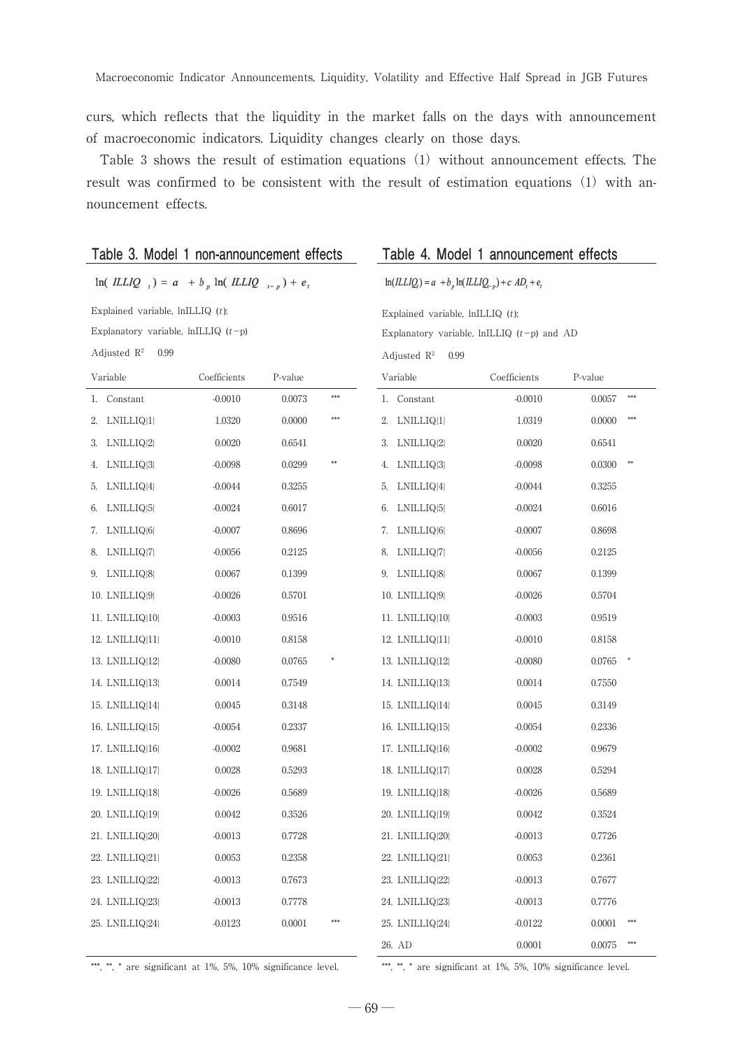curs, which reflects that the liquidity in the market falls on the days with announcement of macroeconomic indicators. Liquidity changes clearly on those days.

Table 3 shows the result of estimation equations (1) without announcement effects. The result was confirmed to be consistent with the result of estimation equations (1) with announcement effects.

**Table 3. Model 1 non-announcement effects**

$$\ln(ILLIQ_t) = a + b_p \ln(ILLIQ_{t-p}) + e_t$$

Explained variable, lnILLIQ ($t$);

Explanatory variable, lnILLIQ ($t-$p)

Adjusted $R^2$ 0.99

| Variable | Coefficients | P-value | |
|---|---|---|---|
| 1. Constant | -0.0010 | 0.0073 | *** |
| 2. LNILLIQ{1} | 1.0320 | 0.0000 | *** |
| 3. LNILLIQ{2} | 0.0020 | 0.6541 | |
| 4. LNILLIQ{3} | -0.0098 | 0.0299 | ** |
| 5. LNILLIQ{4} | -0.0044 | 0.3255 | |
| 6. LNILLIQ{5} | -0.0024 | 0.6017 | |
| 7. LNILLIQ{6} | -0.0007 | 0.8696 | |
| 8. LNILLIQ{7} | -0.0056 | 0.2125 | |
| 9. LNILLIQ{8} | 0.0067 | 0.1399 | |
| 10. LNILLIQ{9} | -0.0026 | 0.5701 | |
| 11. LNILLIQ{10} | -0.0003 | 0.9516 | |
| 12. LNILLIQ{11} | -0.0010 | 0.8158 | |
| 13. LNILLIQ{12} | -0.0080 | 0.0765 | * |
| 14. LNILLIQ{13} | 0.0014 | 0.7549 | |
| 15. LNILLIQ{14} | 0.0045 | 0.3148 | |
| 16. LNILLIQ{15} | -0.0054 | 0.2337 | |
| 17. LNILLIQ{16} | -0.0002 | 0.9681 | |
| 18. LNILLIQ{17} | 0.0028 | 0.5293 | |
| 19. LNILLIQ{18} | -0.0026 | 0.5689 | |
| 20. LNILLIQ{19} | 0.0042 | 0.3526 | |
| 21. LNILLIQ{20} | -0.0013 | 0.7728 | |
| 22. LNILLIQ{21} | 0.0053 | 0.2358 | |
| 23. LNILLIQ{22} | -0.0013 | 0.7673 | |
| 24. LNILLIQ{23} | -0.0013 | 0.7778 | |
| 25. LNILLIQ{24} | -0.0123 | 0.0001 | *** |

***, **, * are significant at 1%, 5%, 10% significance level.

**Table 4. Model 1 announcement effects**

$$\ln(ILLIQ_t) = a + b_p \ln(ILLIQ_{t-p}) + c\ AD_t + e_t$$

Explained variable, lnILLIQ ($t$);

Explanatory variable, lnILLIQ ($t-$p) and AD

Adjusted $R^2$ 0.99

| Variable | Coefficients | P-value | |
|---|---|---|---|
| 1. Constant | -0.0010 | 0.0057 | *** |
| 2. LNILLIQ{1} | 1.0319 | 0.0000 | *** |
| 3. LNILLIQ{2} | 0.0020 | 0.6541 | |
| 4. LNILLIQ{3} | -0.0098 | 0.0300 | ** |
| 5. LNILLIQ{4} | -0.0044 | 0.3255 | |
| 6. LNILLIQ{5} | -0.0024 | 0.6016 | |
| 7. LNILLIQ{6} | -0.0007 | 0.8698 | |
| 8. LNILLIQ{7} | -0.0056 | 0.2125 | |
| 9. LNILLIQ{8} | 0.0067 | 0.1399 | |
| 10. LNILLIQ{9} | -0.0026 | 0.5704 | |
| 11. LNILLIQ{10} | -0.0003 | 0.9519 | |
| 12. LNILLIQ{11} | -0.0010 | 0.8158 | |
| 13. LNILLIQ{12} | -0.0080 | 0.0765 | * |
| 14. LNILLIQ{13} | 0.0014 | 0.7550 | |
| 15. LNILLIQ{14} | 0.0045 | 0.3149 | |
| 16. LNILLIQ{15} | -0.0054 | 0.2336 | |
| 17. LNILLIQ{16} | -0.0002 | 0.9679 | |
| 18. LNILLIQ{17} | 0.0028 | 0.5294 | |
| 19. LNILLIQ{18} | -0.0026 | 0.5689 | |
| 20. LNILLIQ{19} | 0.0042 | 0.3524 | |
| 21. LNILLIQ{20} | -0.0013 | 0.7726 | |
| 22. LNILLIQ{21} | 0.0053 | 0.2361 | |
| 23. LNILLIQ{22} | -0.0013 | 0.7677 | |
| 24. LNILLIQ{23} | -0.0013 | 0.7776 | |
| 25. LNILLIQ{24} | -0.0122 | 0.0001 | *** |
| 26. AD | 0.0001 | 0.0075 | *** |

***, **, * are significant at 1%, 5%, 10% significance level.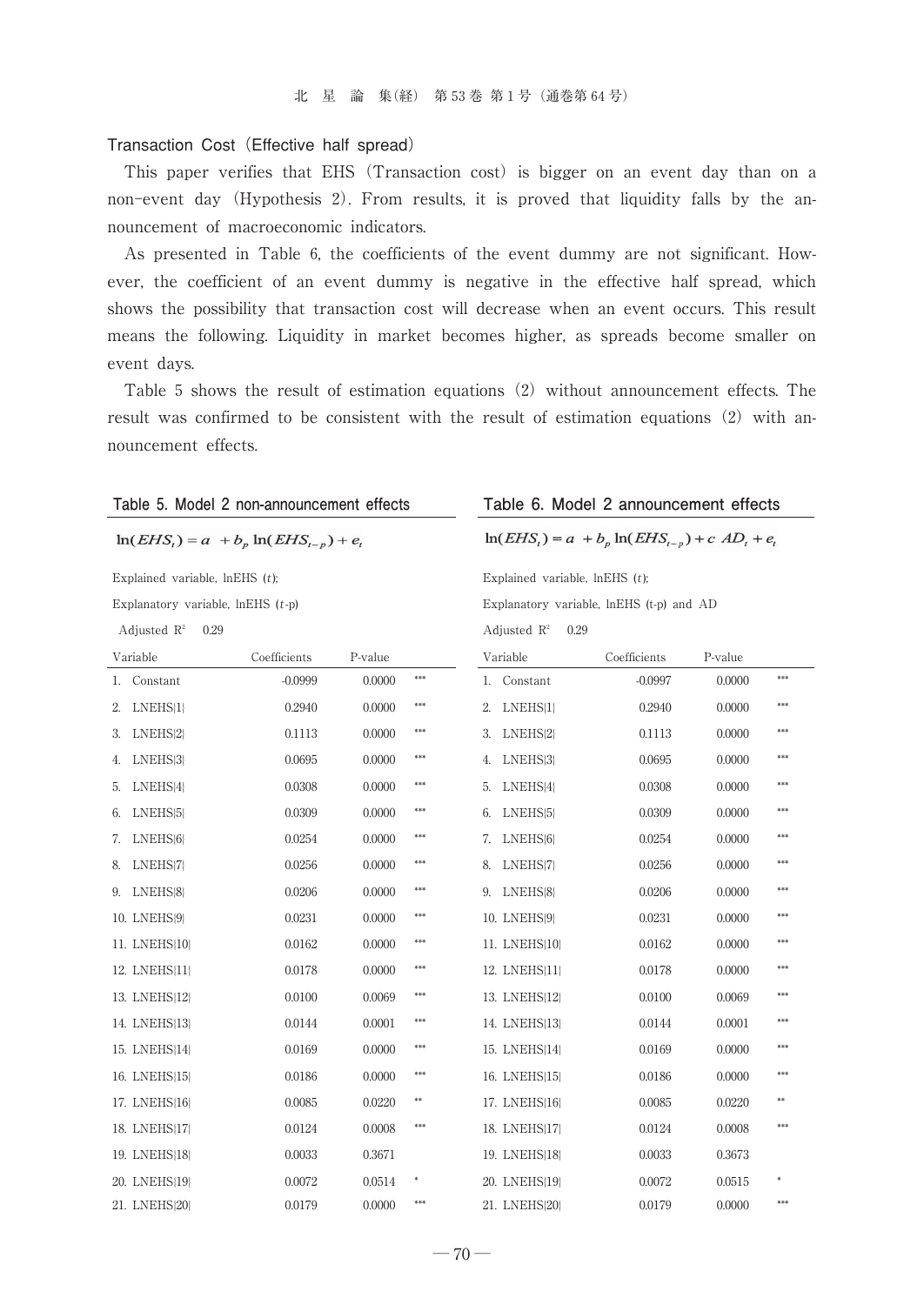### Transaction Cost (Effective half spread)

This paper verifies that EHS (Transaction cost) is bigger on an event day than on a non-event day (Hypothesis 2). From results, it is proved that liquidity falls by the announcement of macroeconomic indicators.

As presented in Table 6, the coefficients of the event dummy are not significant. However, the coefficient of an event dummy is negative in the effective half spread, which shows the possibility that transaction cost will decrease when an event occurs. This result means the following. Liquidity in market becomes higher, as spreads become smaller on event days.

Table 5 shows the result of estimation equations (2) without announcement effects. The result was confirmed to be consistent with the result of estimation equations (2) with announcement effects.

**Table 5. Model 2 non-announcement effects**

$$\ln(EHS_t) = a + b_p \ln(EHS_{t-p}) + e_t$$

Explained variable, lnEHS ($t$);

Explanatory variable, lnEHS ($t$-p)

Adjusted $R^2$ 0.29

| Variable | Coefficients | P-value | |
|---|---|---|---|
| 1. Constant | -0.0999 | 0.0000 | *** |
| 2. LNEHS(1) | 0.2940 | 0.0000 | *** |
| 3. LNEHS(2) | 0.1113 | 0.0000 | *** |
| 4. LNEHS(3) | 0.0695 | 0.0000 | *** |
| 5. LNEHS(4) | 0.0308 | 0.0000 | *** |
| 6. LNEHS(5) | 0.0309 | 0.0000 | *** |
| 7. LNEHS(6) | 0.0254 | 0.0000 | *** |
| 8. LNEHS(7) | 0.0256 | 0.0000 | *** |
| 9. LNEHS(8) | 0.0206 | 0.0000 | *** |
| 10. LNEHS(9) | 0.0231 | 0.0000 | *** |
| 11. LNEHS(10) | 0.0162 | 0.0000 | *** |
| 12. LNEHS(11) | 0.0178 | 0.0000 | *** |
| 13. LNEHS(12) | 0.0100 | 0.0069 | *** |
| 14. LNEHS(13) | 0.0144 | 0.0001 | *** |
| 15. LNEHS(14) | 0.0169 | 0.0000 | *** |
| 16. LNEHS(15) | 0.0186 | 0.0000 | *** |
| 17. LNEHS(16) | 0.0085 | 0.0220 | ** |
| 18. LNEHS(17) | 0.0124 | 0.0008 | *** |
| 19. LNEHS(18) | 0.0033 | 0.3671 | |
| 20. LNEHS(19) | 0.0072 | 0.0514 | * |
| 21. LNEHS(20) | 0.0179 | 0.0000 | *** |

**Table 6. Model 2 announcement effects**

$$\ln(EHS_t) = a + b_p \ln(EHS_{t-p}) + c\ AD_t + e_t$$

Explained variable, lnEHS ($t$);

Explanatory variable, lnEHS (t-p) and AD

Adjusted $R^2$ 0.29

| Variable | Coefficients | P-value | |
|---|---|---|---|
| 1. Constant | -0.0997 | 0.0000 | *** |
| 2. LNEHS(1) | 0.2940 | 0.0000 | *** |
| 3. LNEHS(2) | 0.1113 | 0.0000 | *** |
| 4. LNEHS(3) | 0.0695 | 0.0000 | *** |
| 5. LNEHS(4) | 0.0308 | 0.0000 | *** |
| 6. LNEHS(5) | 0.0309 | 0.0000 | *** |
| 7. LNEHS(6) | 0.0254 | 0.0000 | *** |
| 8. LNEHS(7) | 0.0256 | 0.0000 | *** |
| 9. LNEHS(8) | 0.0206 | 0.0000 | *** |
| 10. LNEHS(9) | 0.0231 | 0.0000 | *** |
| 11. LNEHS(10) | 0.0162 | 0.0000 | *** |
| 12. LNEHS(11) | 0.0178 | 0.0000 | *** |
| 13. LNEHS(12) | 0.0100 | 0.0069 | *** |
| 14. LNEHS(13) | 0.0144 | 0.0001 | *** |
| 15. LNEHS(14) | 0.0169 | 0.0000 | *** |
| 16. LNEHS(15) | 0.0186 | 0.0000 | *** |
| 17. LNEHS(16) | 0.0085 | 0.0220 | ** |
| 18. LNEHS(17) | 0.0124 | 0.0008 | *** |
| 19. LNEHS(18) | 0.0033 | 0.3673 | |
| 20. LNEHS(19) | 0.0072 | 0.0515 | * |
| 21. LNEHS(20) | 0.0179 | 0.0000 | *** |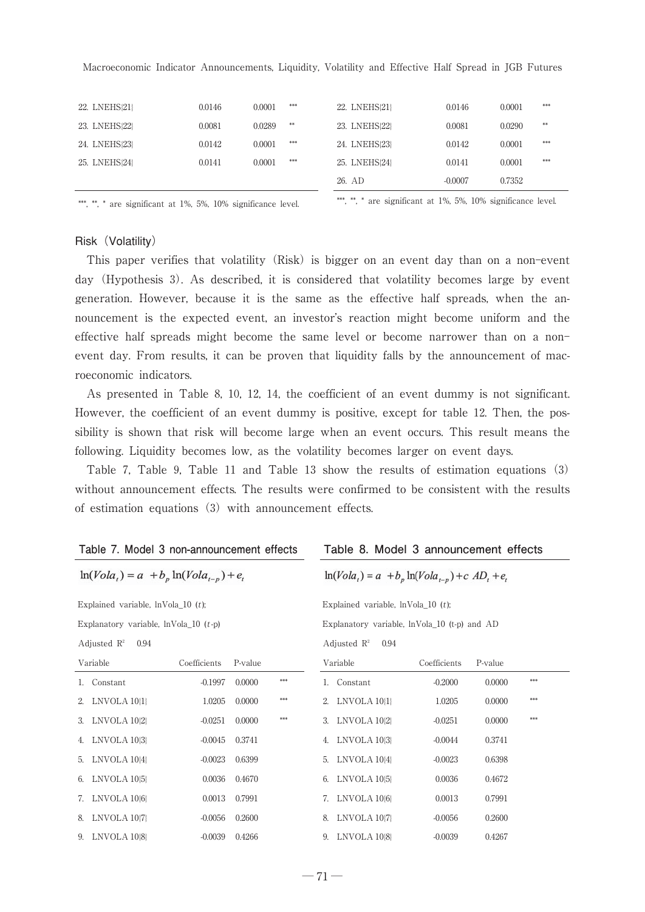| 22. LNEHS[21] | 0.0146 | 0.0001 | *** |
|---|---|---|---|
| 23. LNEHS[22] | 0.0081 | 0.0289 | ** |
| 24. LNEHS[23] | 0.0142 | 0.0001 | *** |
| 25. LNEHS[24] | 0.0141 | 0.0001 | *** |

***, **, * are significant at 1%, 5%, 10% significance level.

| 22. LNEHS[21] | 0.0146 | 0.0001 | *** |
|---|---|---|---|
| 23. LNEHS[22] | 0.0081 | 0.0290 | ** |
| 24. LNEHS[23] | 0.0142 | 0.0001 | *** |
| 25. LNEHS[24] | 0.0141 | 0.0001 | *** |
| 26. AD | -0.0007 | 0.7352 | |

***, **, * are significant at 1%, 5%, 10% significance level.

### Risk (Volatility)

This paper verifies that volatility (Risk) is bigger on an event day than on a non-event day (Hypothesis 3). As described, it is considered that volatility becomes large by event generation. However, because it is the same as the effective half spreads, when the announcement is the expected event, an investor's reaction might become uniform and the effective half spreads might become the same level or become narrower than on a non-event day. From results, it can be proven that liquidity falls by the announcement of macroeconomic indicators.

As presented in Table 8, 10, 12, 14, the coefficient of an event dummy is not significant. However, the coefficient of an event dummy is positive, except for table 12. Then, the possibility is shown that risk will become large when an event occurs. This result means the following. Liquidity becomes low, as the volatility becomes larger on event days.

Table 7, Table 9, Table 11 and Table 13 show the results of estimation equations (3) without announcement effects. The results were confirmed to be consistent with the results of estimation equations (3) with announcement effects.

**Table 7. Model 3 non-announcement effects**

$$\ln(Vola_t) = a + b_p \ln(Vola_{t-p}) + e_t$$

Explained variable, lnVola_10 ($t$);

Explanatory variable, lnVola_10 ($t$-p)

Adjusted $R^2$ 0.94

| Variable | Coefficients | P-value | |
|---|---|---|---|
| 1. Constant | -0.1997 | 0.0000 | *** |
| 2. LNVOLA 10[1] | 1.0205 | 0.0000 | *** |
| 3. LNVOLA 10[2] | -0.0251 | 0.0000 | *** |
| 4. LNVOLA 10[3] | -0.0045 | 0.3741 | |
| 5. LNVOLA 10[4] | -0.0023 | 0.6399 | |
| 6. LNVOLA 10[5] | 0.0036 | 0.4670 | |
| 7. LNVOLA 10[6] | 0.0013 | 0.7991 | |
| 8. LNVOLA 10[7] | -0.0056 | 0.2600 | |
| 9. LNVOLA 10[8] | -0.0039 | 0.4266 | |

**Table 8. Model 3 announcement effects**

$$\ln(Vola_t) = a + b_p \ln(Vola_{t-p}) + c\ AD_t + e_t$$

Explained variable, lnVola_10 ($t$);

Explanatory variable, lnVola_10 (t-p) and AD

Adjusted $R^2$ 0.94

| Variable | Coefficients | P-value | |
|---|---|---|---|
| 1. Constant | -0.2000 | 0.0000 | *** |
| 2. LNVOLA 10[1] | 1.0205 | 0.0000 | *** |
| 3. LNVOLA 10[2] | -0.0251 | 0.0000 | *** |
| 4. LNVOLA 10[3] | -0.0044 | 0.3741 | |
| 5. LNVOLA 10[4] | -0.0023 | 0.6398 | |
| 6. LNVOLA 10[5] | 0.0036 | 0.4672 | |
| 7. LNVOLA 10[6] | 0.0013 | 0.7991 | |
| 8. LNVOLA 10[7] | -0.0056 | 0.2600 | |
| 9. LNVOLA 10[8] | -0.0039 | 0.4267 | |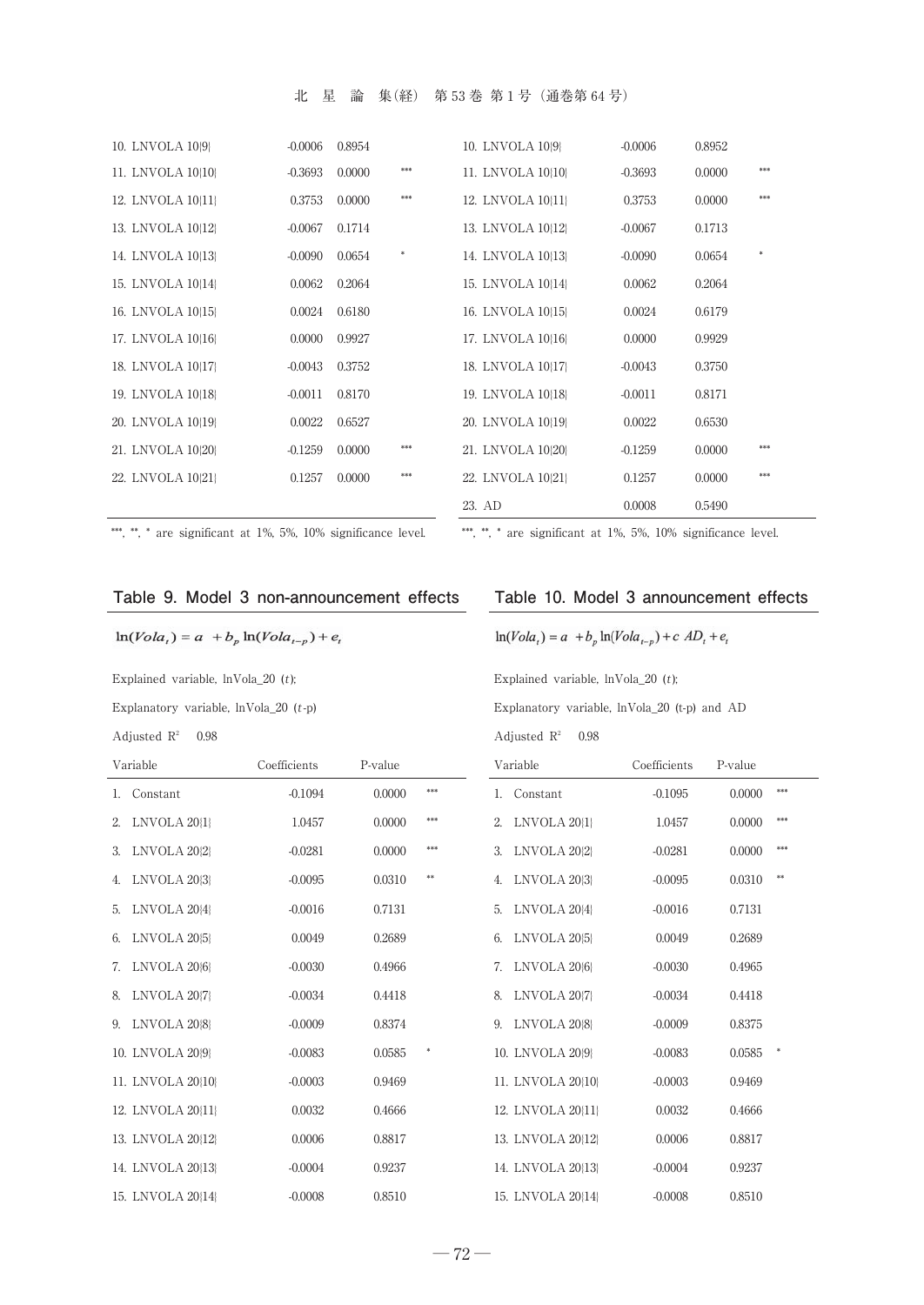| | | | |
|---|---|---|---|
| 10. LNVOLA 10{9} | -0.0006 | 0.8954 | |
| 11. LNVOLA 10{10} | -0.3693 | 0.0000 | *** |
| 12. LNVOLA 10{11} | 0.3753 | 0.0000 | *** |
| 13. LNVOLA 10{12} | -0.0067 | 0.1714 | |
| 14. LNVOLA 10{13} | -0.0090 | 0.0654 | * |
| 15. LNVOLA 10{14} | 0.0062 | 0.2064 | |
| 16. LNVOLA 10{15} | 0.0024 | 0.6180 | |
| 17. LNVOLA 10{16} | 0.0000 | 0.9927 | |
| 18. LNVOLA 10{17} | -0.0043 | 0.3752 | |
| 19. LNVOLA 10{18} | -0.0011 | 0.8170 | |
| 20. LNVOLA 10{19} | 0.0022 | 0.6527 | |
| 21. LNVOLA 10{20} | -0.1259 | 0.0000 | *** |
| 22. LNVOLA 10{21} | 0.1257 | 0.0000 | *** |

***, **, * are significant at 1%, 5%, 10% significance level.

| | | | |
|---|---|---|---|
| 10. LNVOLA 10{9} | -0.0006 | 0.8952 | |
| 11. LNVOLA 10{10} | -0.3693 | 0.0000 | *** |
| 12. LNVOLA 10{11} | 0.3753 | 0.0000 | *** |
| 13. LNVOLA 10{12} | -0.0067 | 0.1713 | |
| 14. LNVOLA 10{13} | -0.0090 | 0.0654 | * |
| 15. LNVOLA 10{14} | 0.0062 | 0.2064 | |
| 16. LNVOLA 10{15} | 0.0024 | 0.6179 | |
| 17. LNVOLA 10{16} | 0.0000 | 0.9929 | |
| 18. LNVOLA 10{17} | -0.0043 | 0.3750 | |
| 19. LNVOLA 10{18} | -0.0011 | 0.8171 | |
| 20. LNVOLA 10{19} | 0.0022 | 0.6530 | |
| 21. LNVOLA 10{20} | -0.1259 | 0.0000 | *** |
| 22. LNVOLA 10{21} | 0.1257 | 0.0000 | *** |
| 23. AD | 0.0008 | 0.5490 | |

***, **, * are significant at 1%, 5%, 10% significance level.

## Table 9. Model 3 non-announcement effects

$$\ln(Vola_t) = a + b_p \ln(Vola_{t-p}) + e_t$$

Explained variable, lnVola_20 ($t$);

Explanatory variable, lnVola_20 ($t$-p)

Adjusted $R^2$ 0.98

| Variable | Coefficients | P-value | |
|---|---|---|---|
| 1. Constant | -0.1094 | 0.0000 | *** |
| 2. LNVOLA 20{1} | 1.0457 | 0.0000 | *** |
| 3. LNVOLA 20{2} | -0.0281 | 0.0000 | *** |
| 4. LNVOLA 20{3} | -0.0095 | 0.0310 | ** |
| 5. LNVOLA 20{4} | -0.0016 | 0.7131 | |
| 6. LNVOLA 20{5} | 0.0049 | 0.2689 | |
| 7. LNVOLA 20{6} | -0.0030 | 0.4966 | |
| 8. LNVOLA 20{7} | -0.0034 | 0.4418 | |
| 9. LNVOLA 20{8} | -0.0009 | 0.8374 | |
| 10. LNVOLA 20{9} | -0.0083 | 0.0585 | * |
| 11. LNVOLA 20{10} | -0.0003 | 0.9469 | |
| 12. LNVOLA 20{11} | 0.0032 | 0.4666 | |
| 13. LNVOLA 20{12} | 0.0006 | 0.8817 | |
| 14. LNVOLA 20{13} | -0.0004 | 0.9237 | |
| 15. LNVOLA 20{14} | -0.0008 | 0.8510 | |

## Table 10. Model 3 announcement effects

$$\ln(Vola_t) = a + b_p \ln(Vola_{t-p}) + c\ AD_t + e_t$$

Explained variable, lnVola_20 ($t$);

Explanatory variable, lnVola_20 (t-p) and AD

Adjusted $R^2$ 0.98

| Variable | Coefficients | P-value | |
|---|---|---|---|
| 1. Constant | -0.1095 | 0.0000 | *** |
| 2. LNVOLA 20{1} | 1.0457 | 0.0000 | *** |
| 3. LNVOLA 20{2} | -0.0281 | 0.0000 | *** |
| 4. LNVOLA 20{3} | -0.0095 | 0.0310 | ** |
| 5. LNVOLA 20{4} | -0.0016 | 0.7131 | |
| 6. LNVOLA 20{5} | 0.0049 | 0.2689 | |
| 7. LNVOLA 20{6} | -0.0030 | 0.4965 | |
| 8. LNVOLA 20{7} | -0.0034 | 0.4418 | |
| 9. LNVOLA 20{8} | -0.0009 | 0.8375 | |
| 10. LNVOLA 20{9} | -0.0083 | 0.0585 | * |
| 11. LNVOLA 20{10} | -0.0003 | 0.9469 | |
| 12. LNVOLA 20{11} | 0.0032 | 0.4666 | |
| 13. LNVOLA 20{12} | 0.0006 | 0.8817 | |
| 14. LNVOLA 20{13} | -0.0004 | 0.9237 | |
| 15. LNVOLA 20{14} | -0.0008 | 0.8510 | |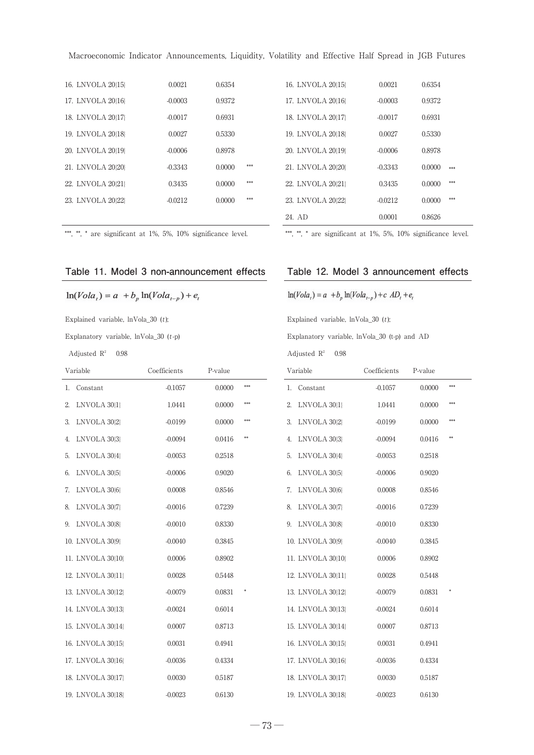| | | | |
|---|---|---|---|
| 16. LNVOLA 20[15] | 0.0021 | 0.6354 | |
| 17. LNVOLA 20[16] | -0.0003 | 0.9372 | |
| 18. LNVOLA 20[17] | -0.0017 | 0.6931 | |
| 19. LNVOLA 20[18] | 0.0027 | 0.5330 | |
| 20. LNVOLA 20[19] | -0.0006 | 0.8978 | |
| 21. LNVOLA 20[20] | -0.3343 | 0.0000 | *** |
| 22. LNVOLA 20[21] | 0.3435 | 0.0000 | *** |
| 23. LNVOLA 20[22] | -0.0212 | 0.0000 | *** |

***, **, * are significant at 1%, 5%, 10% significance level.

| | | | |
|---|---|---|---|
| 16. LNVOLA 20[15] | 0.0021 | 0.6354 | |
| 17. LNVOLA 20[16] | -0.0003 | 0.9372 | |
| 18. LNVOLA 20[17] | -0.0017 | 0.6931 | |
| 19. LNVOLA 20[18] | 0.0027 | 0.5330 | |
| 20. LNVOLA 20[19] | -0.0006 | 0.8978 | |
| 21. LNVOLA 20[20] | -0.3343 | 0.0000 | *** |
| 22. LNVOLA 20[21] | 0.3435 | 0.0000 | *** |
| 23. LNVOLA 20[22] | -0.0212 | 0.0000 | *** |
| 24. AD | 0.0001 | 0.8626 | |

***, **, * are significant at 1%, 5%, 10% significance level.

## Table 11. Model 3 non-announcement effects

$$\ln(Vola_t) = a + b_p \ln(Vola_{t-p}) + e_t$$

Explained variable, lnVola_30 ($t$);

Explanatory variable, lnVola_30 ($t$-p)

Adjusted $R^2$ 0.98

| Variable | Coefficients | P-value | |
|---|---|---|---|
| 1. Constant | -0.1057 | 0.0000 | *** |
| 2. LNVOLA 30[1] | 1.0441 | 0.0000 | *** |
| 3. LNVOLA 30[2] | -0.0199 | 0.0000 | *** |
| 4. LNVOLA 30[3] | -0.0094 | 0.0416 | ** |
| 5. LNVOLA 30[4] | -0.0053 | 0.2518 | |
| 6. LNVOLA 30[5] | -0.0006 | 0.9020 | |
| 7. LNVOLA 30[6] | 0.0008 | 0.8546 | |
| 8. LNVOLA 30[7] | -0.0016 | 0.7239 | |
| 9. LNVOLA 30[8] | -0.0010 | 0.8330 | |
| 10. LNVOLA 30[9] | -0.0040 | 0.3845 | |
| 11. LNVOLA 30[10] | 0.0006 | 0.8902 | |
| 12. LNVOLA 30[11] | 0.0028 | 0.5448 | |
| 13. LNVOLA 30[12] | -0.0079 | 0.0831 | * |
| 14. LNVOLA 30[13] | -0.0024 | 0.6014 | |
| 15. LNVOLA 30[14] | 0.0007 | 0.8713 | |
| 16. LNVOLA 30[15] | 0.0031 | 0.4941 | |
| 17. LNVOLA 30[16] | -0.0036 | 0.4334 | |
| 18. LNVOLA 30[17] | 0.0030 | 0.5187 | |
| 19. LNVOLA 30[18] | -0.0023 | 0.6130 | |

## Table 12. Model 3 announcement effects

$$\ln(Vola_t) = a + b_p \ln(Vola_{t-p}) + c\ AD_t + e_t$$

Explained variable, lnVola_30 ($t$);

Explanatory variable, lnVola_30 (t-p) and AD

Adjusted $R^2$ 0.98

| Variable | Coefficients | P-value | |
|---|---|---|---|
| 1. Constant | -0.1057 | 0.0000 | *** |
| 2. LNVOLA 30[1] | 1.0441 | 0.0000 | *** |
| 3. LNVOLA 30[2] | -0.0199 | 0.0000 | *** |
| 4. LNVOLA 30[3] | -0.0094 | 0.0416 | ** |
| 5. LNVOLA 30[4] | -0.0053 | 0.2518 | |
| 6. LNVOLA 30[5] | -0.0006 | 0.9020 | |
| 7. LNVOLA 30[6] | 0.0008 | 0.8546 | |
| 8. LNVOLA 30[7] | -0.0016 | 0.7239 | |
| 9. LNVOLA 30[8] | -0.0010 | 0.8330 | |
| 10. LNVOLA 30[9] | -0.0040 | 0.3845 | |
| 11. LNVOLA 30[10] | 0.0006 | 0.8902 | |
| 12. LNVOLA 30[11] | 0.0028 | 0.5448 | |
| 13. LNVOLA 30[12] | -0.0079 | 0.0831 | * |
| 14. LNVOLA 30[13] | -0.0024 | 0.6014 | |
| 15. LNVOLA 30[14] | 0.0007 | 0.8713 | |
| 16. LNVOLA 30[15] | 0.0031 | 0.4941 | |
| 17. LNVOLA 30[16] | -0.0036 | 0.4334 | |
| 18. LNVOLA 30[17] | 0.0030 | 0.5187 | |
| 19. LNVOLA 30[18] | -0.0023 | 0.6130 | |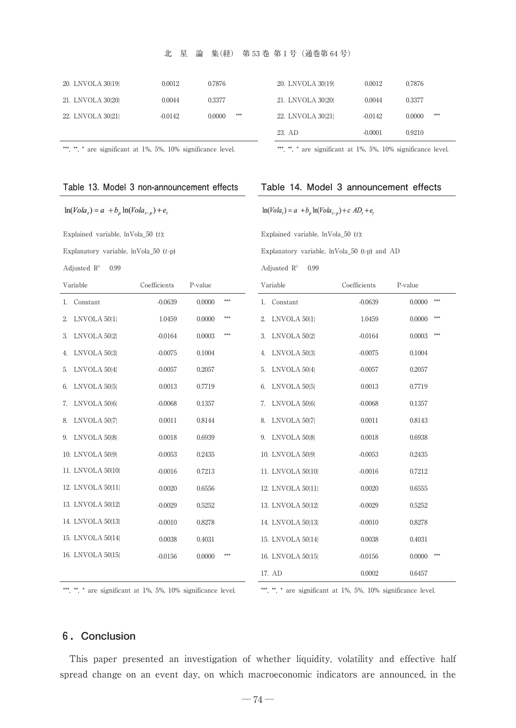| Variable | Coefficients | P-value | |
|---|---|---|---|
| 20. LNVOLA 30(19) | 0.0012 | 0.7876 | |
| 21. LNVOLA 30(20) | 0.0044 | 0.3377 | |
| 22. LNVOLA 30(21) | -0.0142 | 0.0000 | *** |

***, **, * are significant at 1%, 5%, 10% significance level.

| Variable | Coefficients | P-value | |
|---|---|---|---|
| 20. LNVOLA 30(19) | 0.0012 | 0.7876 | |
| 21. LNVOLA 30(20) | 0.0044 | 0.3377 | |
| 22. LNVOLA 30(21) | -0.0142 | 0.0000 | *** |
| 23. AD | -0.0001 | 0.9210 | |

***, **, * are significant at 1%, 5%, 10% significance level.

**Table 13. Model 3 non-announcement effects**

$$\ln(Vola_t) = a + b_p \ln(Vola_{t-p}) + e_t$$

Explained variable, lnVola_50 ($t$);

Explanatory variable, lnVola_50 ($t$-p)

Adjusted $R^2$ 0.99

| Variable | Coefficients | P-value | |
|---|---|---|---|
| 1. Constant | -0.0639 | 0.0000 | *** |
| 2. LNVOLA 50(1) | 1.0459 | 0.0000 | *** |
| 3. LNVOLA 50(2) | -0.0164 | 0.0003 | *** |
| 4. LNVOLA 50(3) | -0.0075 | 0.1004 | |
| 5. LNVOLA 50(4) | -0.0057 | 0.2057 | |
| 6. LNVOLA 50(5) | 0.0013 | 0.7719 | |
| 7. LNVOLA 50(6) | -0.0068 | 0.1357 | |
| 8. LNVOLA 50(7) | 0.0011 | 0.8144 | |
| 9. LNVOLA 50(8) | 0.0018 | 0.6939 | |
| 10. LNVOLA 50(9) | -0.0053 | 0.2435 | |
| 11. LNVOLA 50(10) | -0.0016 | 0.7213 | |
| 12. LNVOLA 50(11) | 0.0020 | 0.6556 | |
| 13. LNVOLA 50(12) | -0.0029 | 0.5252 | |
| 14. LNVOLA 50(13) | -0.0010 | 0.8278 | |
| 15. LNVOLA 50(14) | 0.0038 | 0.4031 | |
| 16. LNVOLA 50(15) | -0.0156 | 0.0000 | *** |

***, **, * are significant at 1%, 5%, 10% significance level.

**Table 14. Model 3 announcement effects**

$$\ln(Vola_t) = a + b_p \ln(Vola_{t-p}) + c\, AD_t + e_t$$

Explained variable, lnVola_50 ($t$);

Explanatory variable, lnVola_50 (t-p) and AD

Adjusted $R^2$ 0.99

| Variable | Coefficients | P-value | |
|---|---|---|---|
| 1. Constant | -0.0639 | 0.0000 | *** |
| 2. LNVOLA 50(1) | 1.0459 | 0.0000 | *** |
| 3. LNVOLA 50(2) | -0.0164 | 0.0003 | *** |
| 4. LNVOLA 50(3) | -0.0075 | 0.1004 | |
| 5. LNVOLA 50(4) | -0.0057 | 0.2057 | |
| 6. LNVOLA 50(5) | 0.0013 | 0.7719 | |
| 7. LNVOLA 50(6) | -0.0068 | 0.1357 | |
| 8. LNVOLA 50(7) | 0.0011 | 0.8143 | |
| 9. LNVOLA 50(8) | 0.0018 | 0.6938 | |
| 10. LNVOLA 50(9) | -0.0053 | 0.2435 | |
| 11. LNVOLA 50(10) | -0.0016 | 0.7212 | |
| 12. LNVOLA 50(11) | 0.0020 | 0.6555 | |
| 13. LNVOLA 50(12) | -0.0029 | 0.5252 | |
| 14. LNVOLA 50(13) | -0.0010 | 0.8278 | |
| 15. LNVOLA 50(14) | 0.0038 | 0.4031 | |
| 16. LNVOLA 50(15) | -0.0156 | 0.0000 | *** |
| 17. AD | 0.0002 | 0.6457 | |

***, **, * are significant at 1%, 5%, 10% significance level.

## 6. Conclusion

This paper presented an investigation of whether liquidity, volatility and effective half spread change on an event day, on which macroeconomic indicators are announced, in the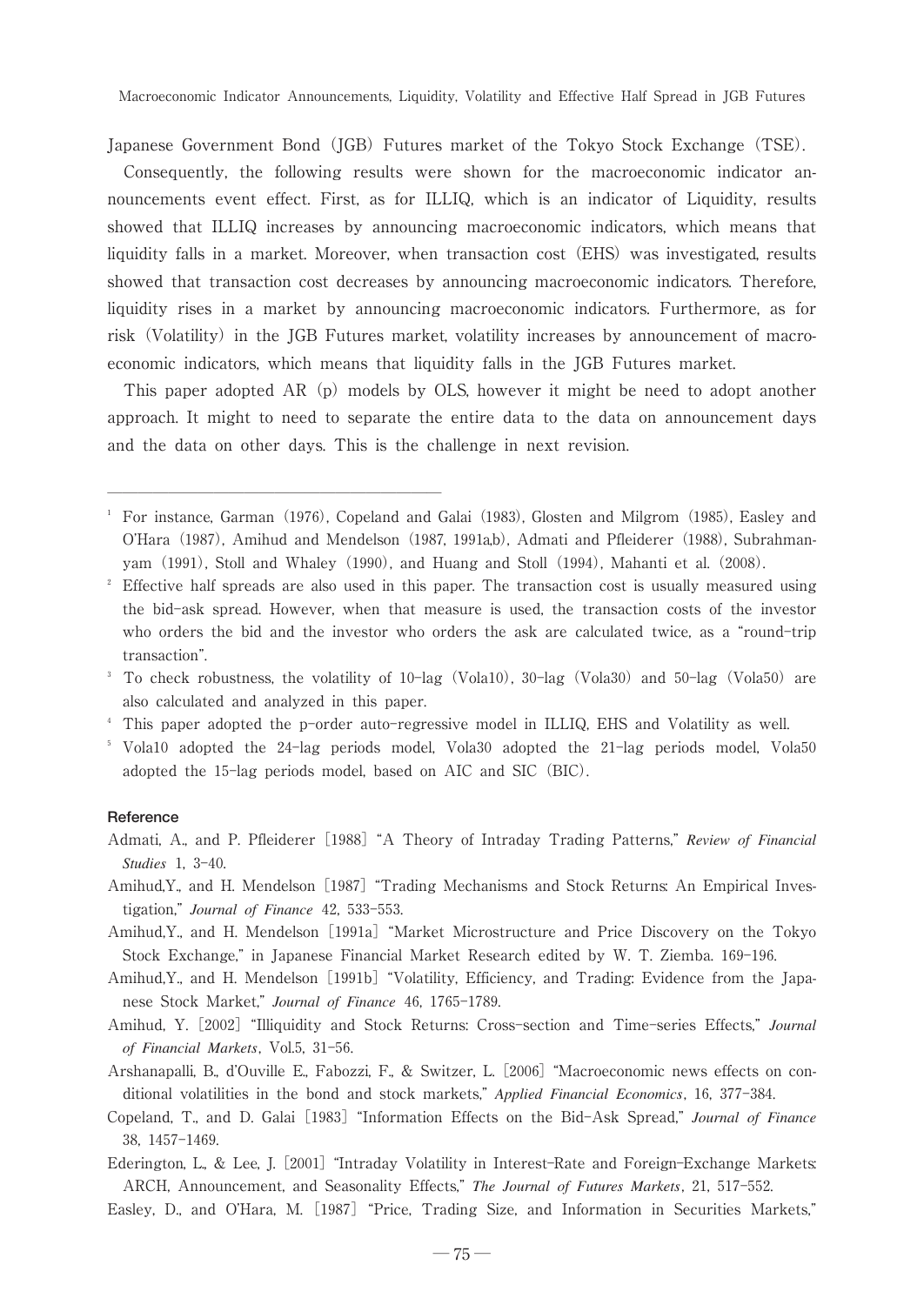Japanese Government Bond (JGB) Futures market of the Tokyo Stock Exchange (TSE).

Consequently, the following results were shown for the macroeconomic indicator announcements event effect. First, as for ILLIQ, which is an indicator of Liquidity, results showed that ILLIQ increases by announcing macroeconomic indicators, which means that liquidity falls in a market. Moreover, when transaction cost (EHS) was investigated, results showed that transaction cost decreases by announcing macroeconomic indicators. Therefore, liquidity rises in a market by announcing macroeconomic indicators. Furthermore, as for risk (Volatility) in the JGB Futures market, volatility increases by announcement of macroeconomic indicators, which means that liquidity falls in the JGB Futures market.

This paper adopted AR (p) models by OLS, however it might be need to adopt another approach. It might to need to separate the entire data to the data on announcement days and the data on other days. This is the challenge in next revision.

---

[1] For instance, Garman (1976), Copeland and Galai (1983), Glosten and Milgrom (1985), Easley and O'Hara (1987), Amihud and Mendelson (1987, 1991a,b), Admati and Pfleiderer (1988), Subrahmanyam (1991), Stoll and Whaley (1990), and Huang and Stoll (1994), Mahanti et al. (2008).

[2] Effective half spreads are also used in this paper. The transaction cost is usually measured using the bid-ask spread. However, when that measure is used, the transaction costs of the investor who orders the bid and the investor who orders the ask are calculated twice, as a "round-trip transaction".

[3] To check robustness, the volatility of 10-lag (Vola10), 30-lag (Vola30) and 50-lag (Vola50) are also calculated and analyzed in this paper.

[4] This paper adopted the p-order auto-regressive model in ILLIQ, EHS and Volatility as well.

[5] Vola10 adopted the 24-lag periods model, Vola30 adopted the 21-lag periods model, Vola50 adopted the 15-lag periods model, based on AIC and SIC (BIC).

## Reference

Admati, A., and P. Pfleiderer [1988] "A Theory of Intraday Trading Patterns," *Review of Financial Studies* 1, 3-40.

Amihud,Y., and H. Mendelson [1987] "Trading Mechanisms and Stock Returns: An Empirical Investigation," *Journal of Finance* 42, 533-553.

Amihud,Y., and H. Mendelson [1991a] "Market Microstructure and Price Discovery on the Tokyo Stock Exchange," in Japanese Financial Market Research edited by W. T. Ziemba. 169-196.

Amihud,Y., and H. Mendelson [1991b] "Volatility, Efficiency, and Trading: Evidence from the Japanese Stock Market," *Journal of Finance* 46, 1765-1789.

Amihud, Y. [2002] "Illiquidity and Stock Returns: Cross-section and Time-series Effects," *Journal of Financial Markets*, Vol.5, 31-56.

Arshanapalli, B., d'Ouville E., Fabozzi, F., & Switzer, L. [2006] "Macroeconomic news effects on conditional volatilities in the bond and stock markets," *Applied Financial Economics*, 16, 377-384.

Copeland, T., and D. Galai [1983] "Information Effects on the Bid-Ask Spread," *Journal of Finance* 38, 1457-1469.

Ederington, L., & Lee, J. [2001] "Intraday Volatility in Interest-Rate and Foreign-Exchange Markets: ARCH, Announcement, and Seasonality Effects," *The Journal of Futures Markets*, 21, 517-552.

Easley, D., and O'Hara, M. [1987] "Price, Trading Size, and Information in Securities Markets,"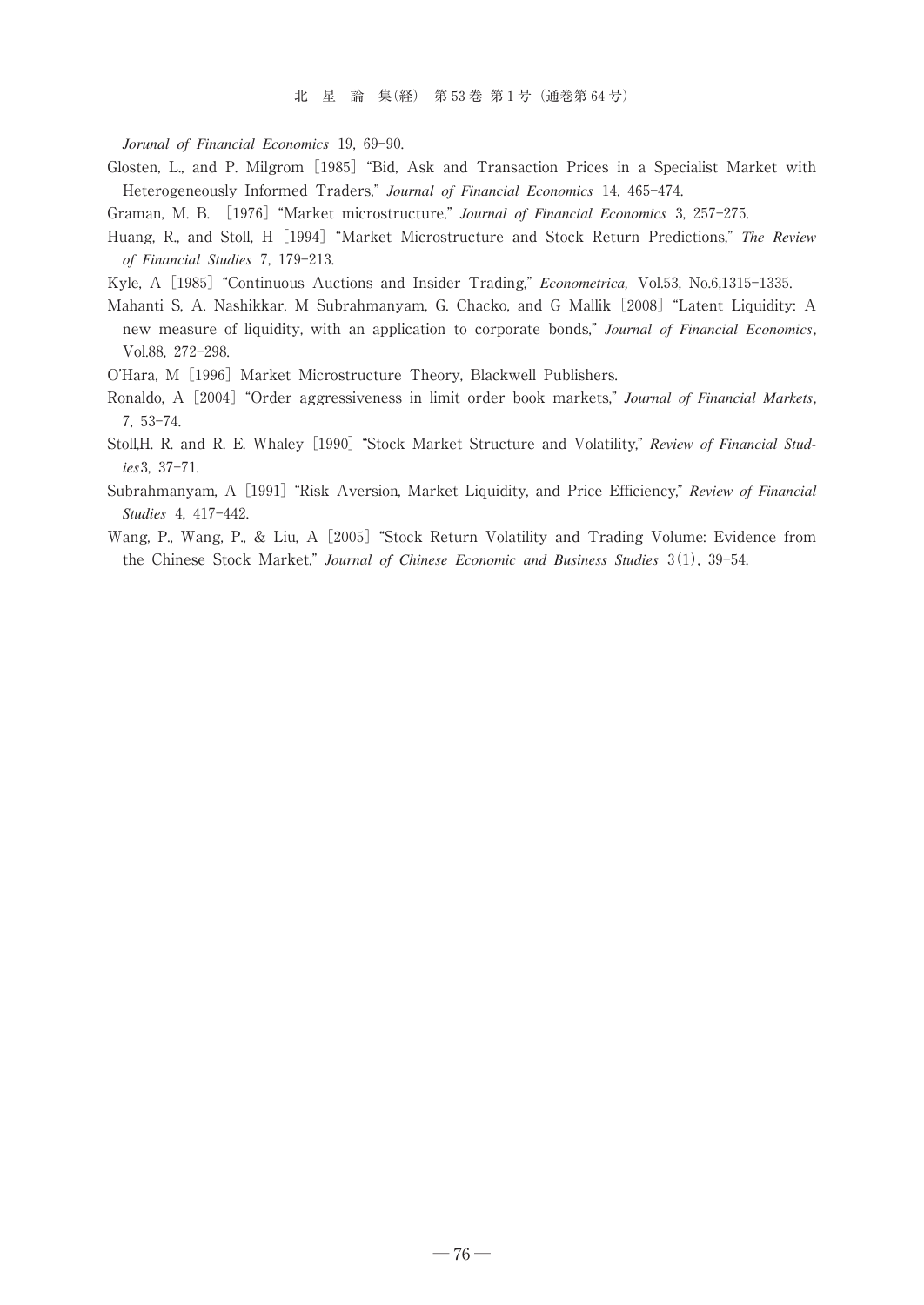*Jorunal of Financial Economics* 19, 69-90.

Glosten, L., and P. Milgrom [1985] "Bid, Ask and Transaction Prices in a Specialist Market with Heterogeneously Informed Traders," *Journal of Financial Economics* 14, 465-474.

Graman, M. B. [1976] "Market microstructure," *Journal of Financial Economics* 3, 257-275.

Huang, R., and Stoll, H [1994] "Market Microstructure and Stock Return Predictions," *The Review of Financial Studies* 7, 179-213.

Kyle, A [1985] "Continuous Auctions and Insider Trading," *Econometrica,* Vol.53, No.6,1315-1335.

Mahanti S, A. Nashikkar, M Subrahmanyam, G. Chacko, and G Mallik [2008] "Latent Liquidity: A new measure of liquidity, with an application to corporate bonds," *Journal of Financial Economics*, Vol.88, 272-298.

O'Hara, M [1996] Market Microstructure Theory, Blackwell Publishers.

Ronaldo, A [2004] "Order aggressiveness in limit order book markets," *Journal of Financial Markets*, 7, 53-74.

Stoll,H. R. and R. E. Whaley [1990] "Stock Market Structure and Volatility," *Review of Financial Studies* 3, 37-71.

Subrahmanyam, A [1991] "Risk Aversion, Market Liquidity, and Price Efficiency," *Review of Financial Studies* 4, 417-442.

Wang, P., Wang, P., & Liu, A [2005] "Stock Return Volatility and Trading Volume: Evidence from the Chinese Stock Market," *Journal of Chinese Economic and Business Studies* 3(1), 39-54.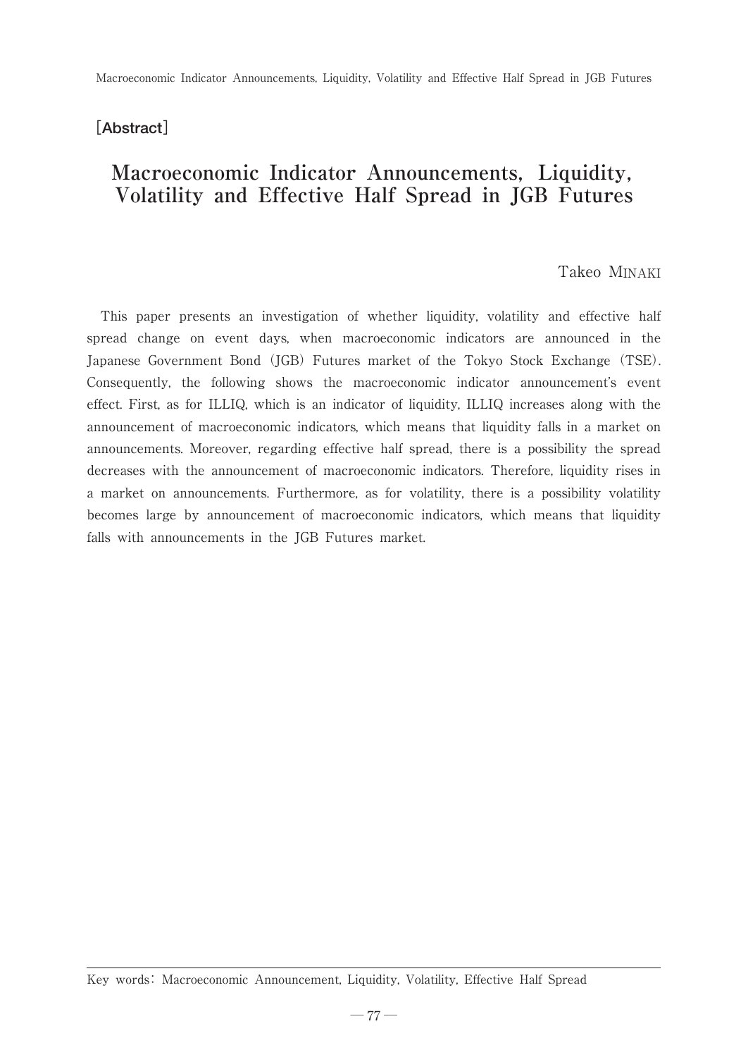**[Abstract]**

# Macroeconomic Indicator Announcements, Liquidity, Volatility and Effective Half Spread in JGB Futures

Takeo MINAKI

This paper presents an investigation of whether liquidity, volatility and effective half spread change on event days, when macroeconomic indicators are announced in the Japanese Government Bond (JGB) Futures market of the Tokyo Stock Exchange (TSE). Consequently, the following shows the macroeconomic indicator announcement's event effect. First, as for ILLIQ, which is an indicator of liquidity, ILLIQ increases along with the announcement of macroeconomic indicators, which means that liquidity falls in a market on announcements. Moreover, regarding effective half spread, there is a possibility the spread decreases with the announcement of macroeconomic indicators. Therefore, liquidity rises in a market on announcements. Furthermore, as for volatility, there is a possibility volatility becomes large by announcement of macroeconomic indicators, which means that liquidity falls with announcements in the JGB Futures market.

Key words: Macroeconomic Announcement, Liquidity, Volatility, Effective Half Spread